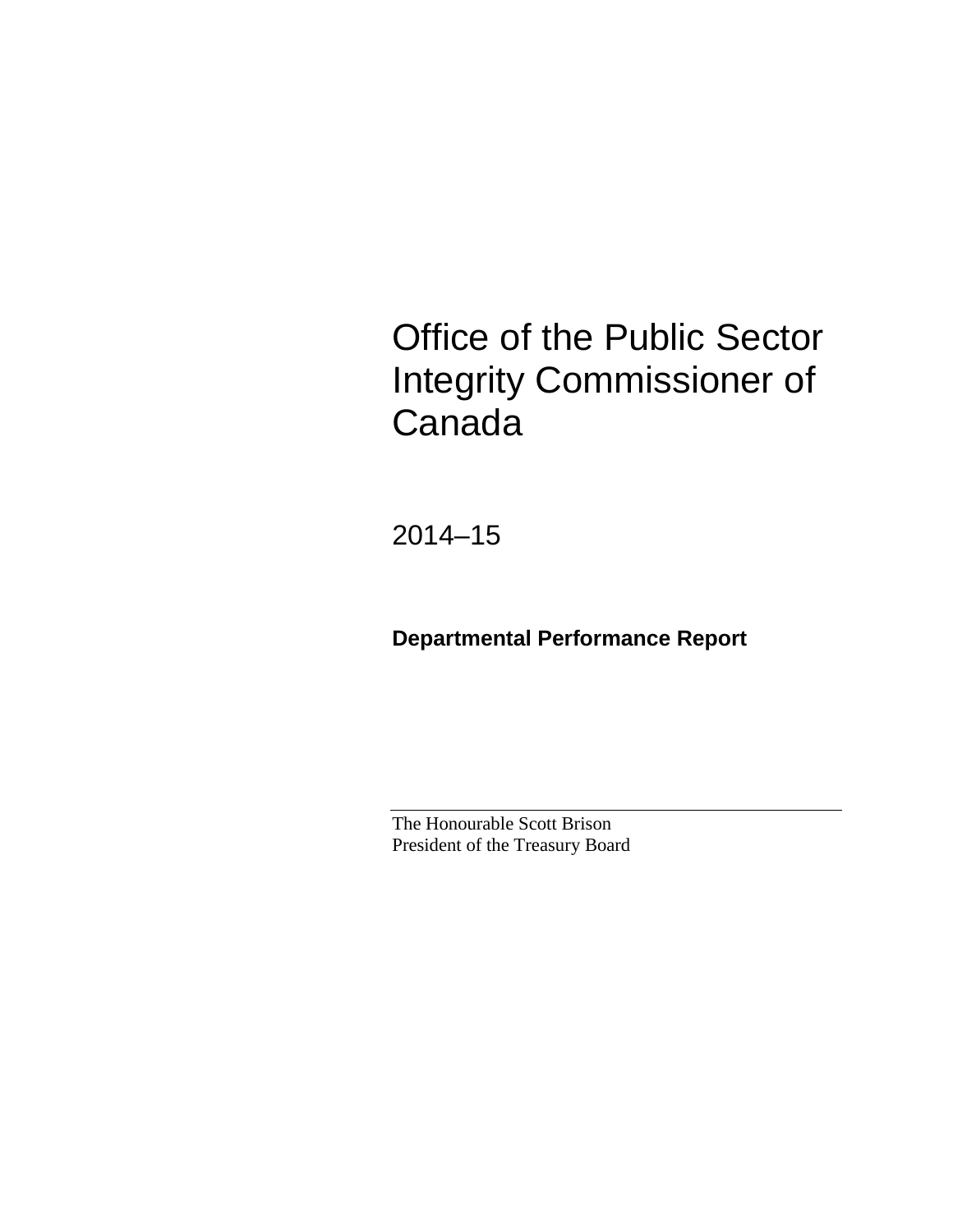# Office of the Public Sector Integrity Commissioner of Canada

2014–15

**Departmental Performance Report**

---

The Honourable Scott Brison
President of the Treasury Board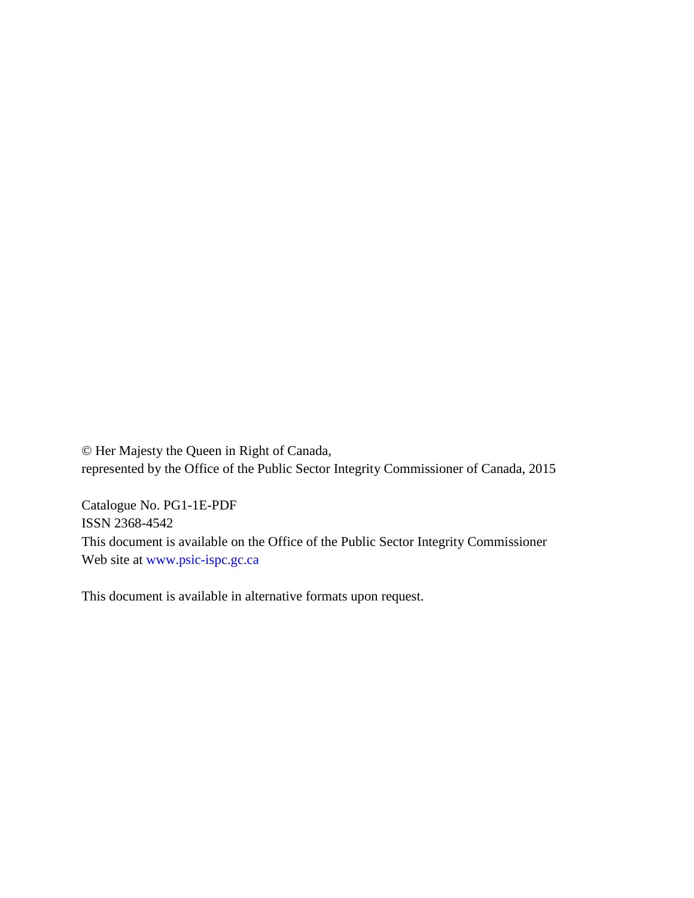© Her Majesty the Queen in Right of Canada,
represented by the Office of the Public Sector Integrity Commissioner of Canada, 2015

Catalogue No. PG1-1E-PDF
ISSN 2368-4542
This document is available on the Office of the Public Sector Integrity Commissioner Web site at www.psic-ispc.gc.ca

This document is available in alternative formats upon request.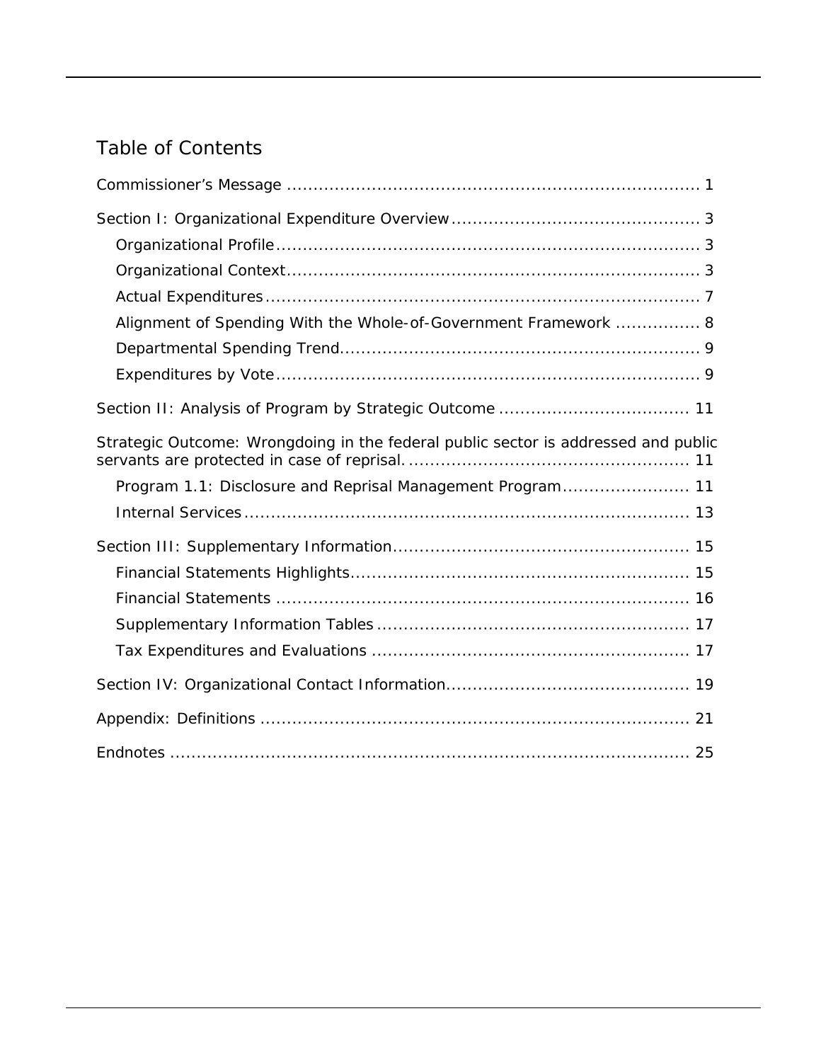# Table of Contents

Commissioner's Message ............................................................................ 1

Section I: Organizational Expenditure Overview ............................................ 3

- Organizational Profile ............................................................................ 3
- Organizational Context .......................................................................... 3
- Actual Expenditures .............................................................................. 7
- Alignment of Spending With the Whole-of-Government Framework ............... 8
- Departmental Spending Trend ................................................................. 9
- Expenditures by Vote ............................................................................. 9

Section II: Analysis of Program by Strategic Outcome .................................... 11

Strategic Outcome: Wrongdoing in the federal public sector is addressed and public servants are protected in case of reprisal. .................................................... 11

- Program 1.1: Disclosure and Reprisal Management Program ....................... 11
- Internal Services .................................................................................. 13

Section III: Supplementary Information ....................................................... 15

- Financial Statements Highlights .............................................................. 15
- Financial Statements ............................................................................ 16
- Supplementary Information Tables .......................................................... 17
- Tax Expenditures and Evaluations .......................................................... 17

Section IV: Organizational Contact Information ............................................ 19

Appendix: Definitions ............................................................................... 21

Endnotes ................................................................................................ 25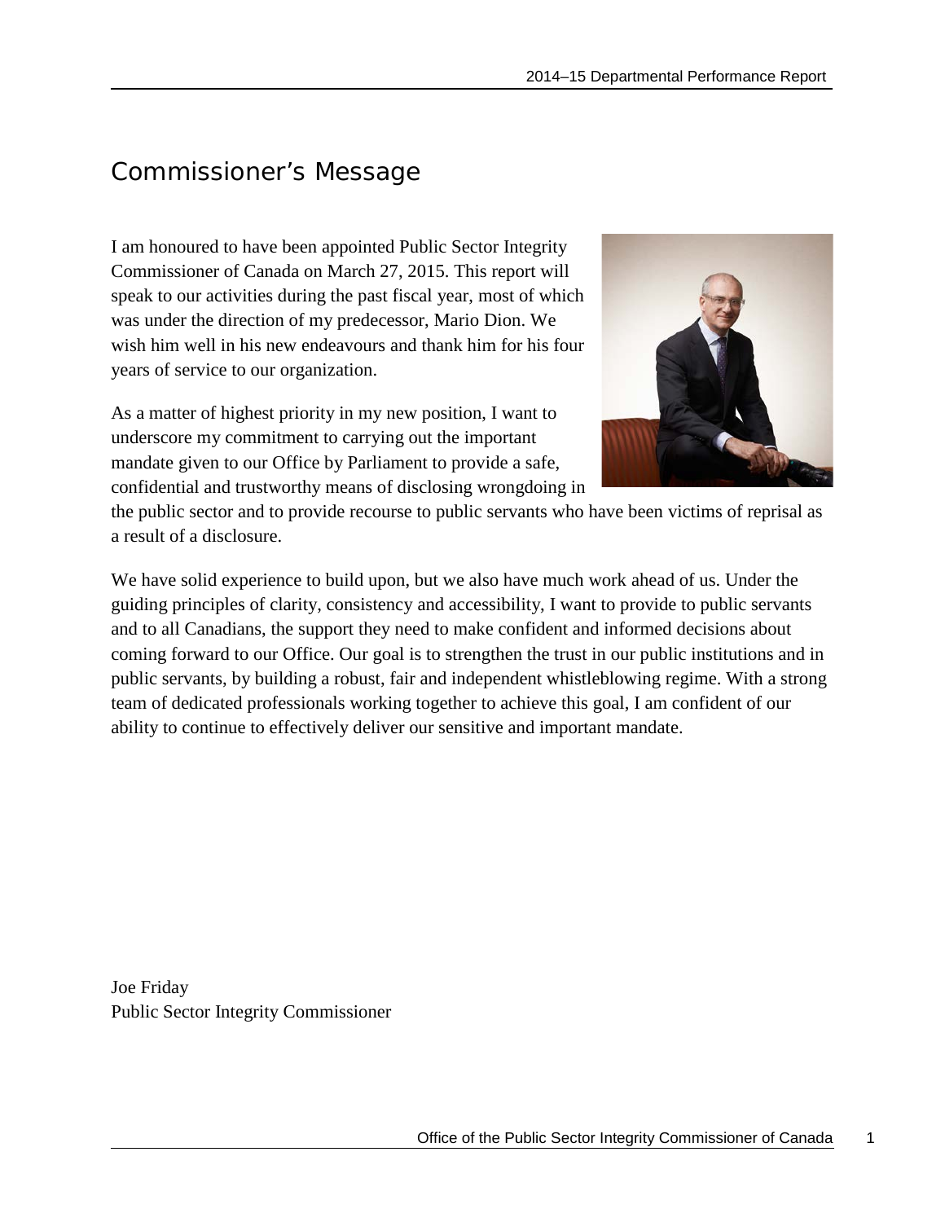# Commissioner's Message

I am honoured to have been appointed Public Sector Integrity Commissioner of Canada on March 27, 2015. This report will speak to our activities during the past fiscal year, most of which was under the direction of my predecessor, Mario Dion. We wish him well in his new endeavours and thank him for his four years of service to our organization.

As a matter of highest priority in my new position, I want to underscore my commitment to carrying out the important mandate given to our Office by Parliament to provide a safe, confidential and trustworthy means of disclosing wrongdoing in the public sector and to provide recourse to public servants who have been victims of reprisal as a result of a disclosure.

We have solid experience to build upon, but we also have much work ahead of us. Under the guiding principles of clarity, consistency and accessibility, I want to provide to public servants and to all Canadians, the support they need to make confident and informed decisions about coming forward to our Office. Our goal is to strengthen the trust in our public institutions and in public servants, by building a robust, fair and independent whistleblowing regime. With a strong team of dedicated professionals working together to achieve this goal, I am confident of our ability to continue to effectively deliver our sensitive and important mandate.

Joe Friday
Public Sector Integrity Commissioner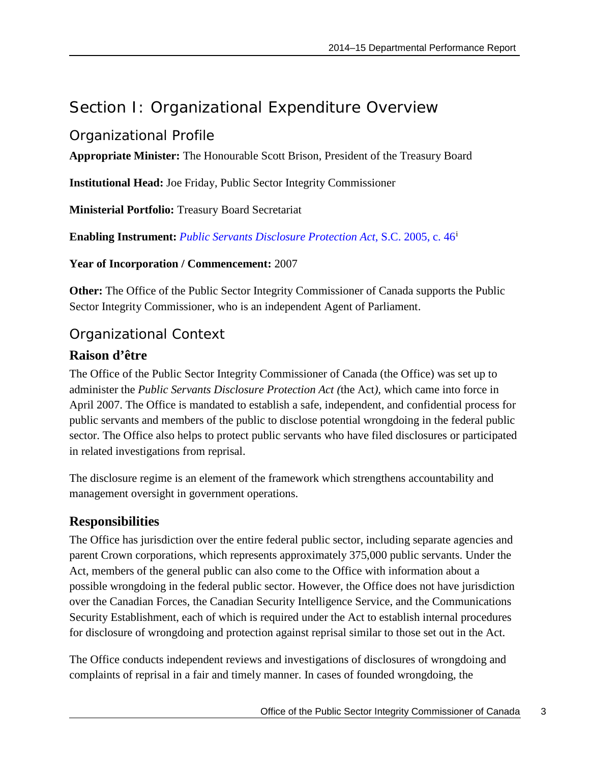# Section I: Organizational Expenditure Overview

## Organizational Profile

**Appropriate Minister:** The Honourable Scott Brison, President of the Treasury Board

**Institutional Head:** Joe Friday, Public Sector Integrity Commissioner

**Ministerial Portfolio:** Treasury Board Secretariat

**Enabling Instrument:** *Public Servants Disclosure Protection Act*, S.C. 2005, c. 46[i]

**Year of Incorporation / Commencement:** 2007

**Other:** The Office of the Public Sector Integrity Commissioner of Canada supports the Public Sector Integrity Commissioner, who is an independent Agent of Parliament.

## Organizational Context

### Raison d'être

The Office of the Public Sector Integrity Commissioner of Canada (the Office) was set up to administer the *Public Servants Disclosure Protection Act (*the Act*),* which came into force in April 2007. The Office is mandated to establish a safe, independent, and confidential process for public servants and members of the public to disclose potential wrongdoing in the federal public sector. The Office also helps to protect public servants who have filed disclosures or participated in related investigations from reprisal.

The disclosure regime is an element of the framework which strengthens accountability and management oversight in government operations.

### Responsibilities

The Office has jurisdiction over the entire federal public sector, including separate agencies and parent Crown corporations, which represents approximately 375,000 public servants. Under the Act, members of the general public can also come to the Office with information about a possible wrongdoing in the federal public sector. However, the Office does not have jurisdiction over the Canadian Forces, the Canadian Security Intelligence Service, and the Communications Security Establishment, each of which is required under the Act to establish internal procedures for disclosure of wrongdoing and protection against reprisal similar to those set out in the Act.

The Office conducts independent reviews and investigations of disclosures of wrongdoing and complaints of reprisal in a fair and timely manner. In cases of founded wrongdoing, the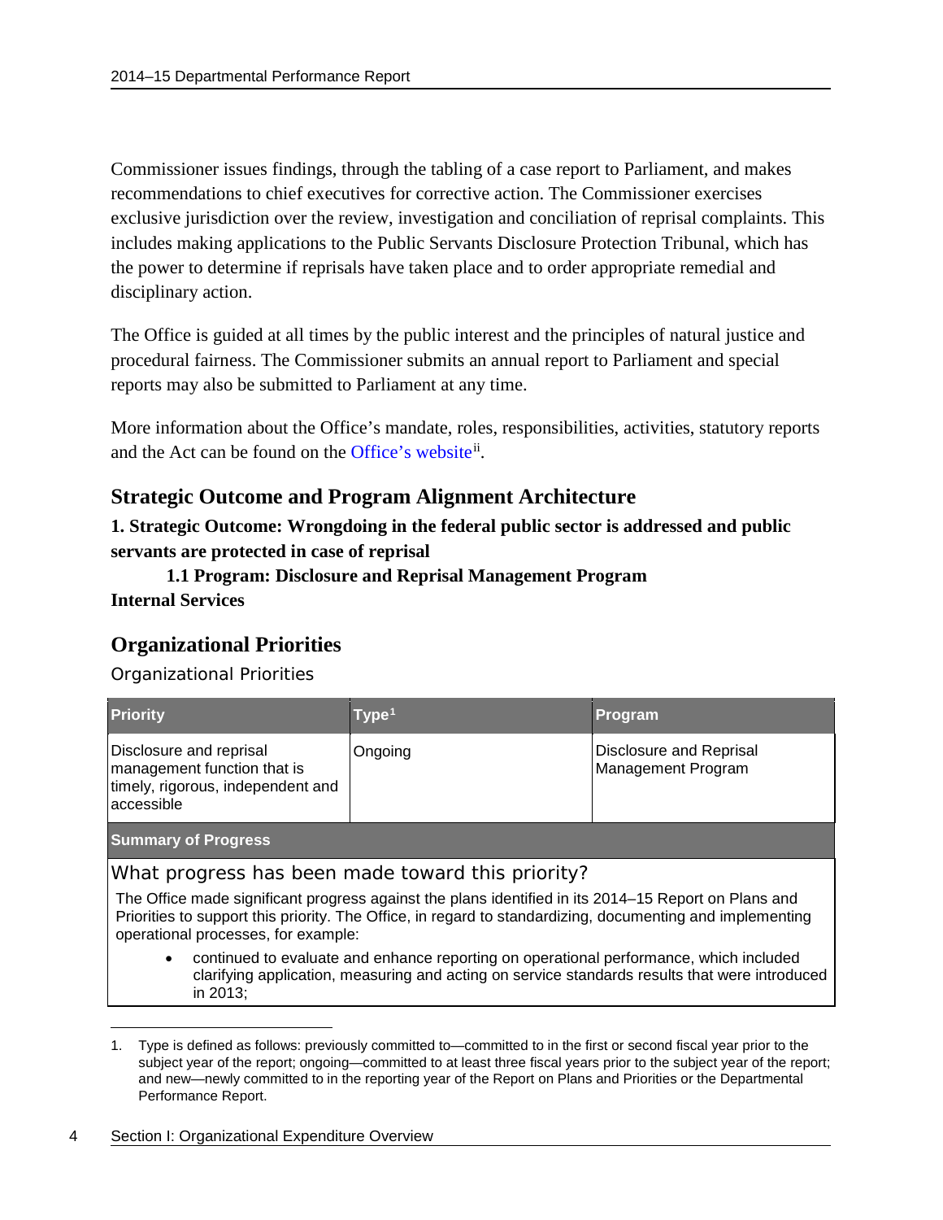Commissioner issues findings, through the tabling of a case report to Parliament, and makes recommendations to chief executives for corrective action. The Commissioner exercises exclusive jurisdiction over the review, investigation and conciliation of reprisal complaints. This includes making applications to the Public Servants Disclosure Protection Tribunal, which has the power to determine if reprisals have taken place and to order appropriate remedial and disciplinary action.

The Office is guided at all times by the public interest and the principles of natural justice and procedural fairness. The Commissioner submits an annual report to Parliament and special reports may also be submitted to Parliament at any time.

More information about the Office's mandate, roles, responsibilities, activities, statutory reports and the Act can be found on the Office's website[ii].

## Strategic Outcome and Program Alignment Architecture

**1. Strategic Outcome: Wrongdoing in the federal public sector is addressed and public servants are protected in case of reprisal**

**1.1 Program: Disclosure and Reprisal Management Program**

**Internal Services**

## Organizational Priorities

Organizational Priorities

| Priority | Type[1] | Program |
|---|---|---|
| Disclosure and reprisal management function that is timely, rigorous, independent and accessible | Ongoing | Disclosure and Reprisal Management Program |
| **Summary of Progress** | | |

What progress has been made toward this priority?

The Office made significant progress against the plans identified in its 2014–15 Report on Plans and Priorities to support this priority. The Office, in regard to standardizing, documenting and implementing operational processes, for example:

- continued to evaluate and enhance reporting on operational performance, which included clarifying application, measuring and acting on service standards results that were introduced in 2013;

1. Type is defined as follows: previously committed to—committed to in the first or second fiscal year prior to the subject year of the report; ongoing—committed to at least three fiscal years prior to the subject year of the report; and new—newly committed to in the reporting year of the Report on Plans and Priorities or the Departmental Performance Report.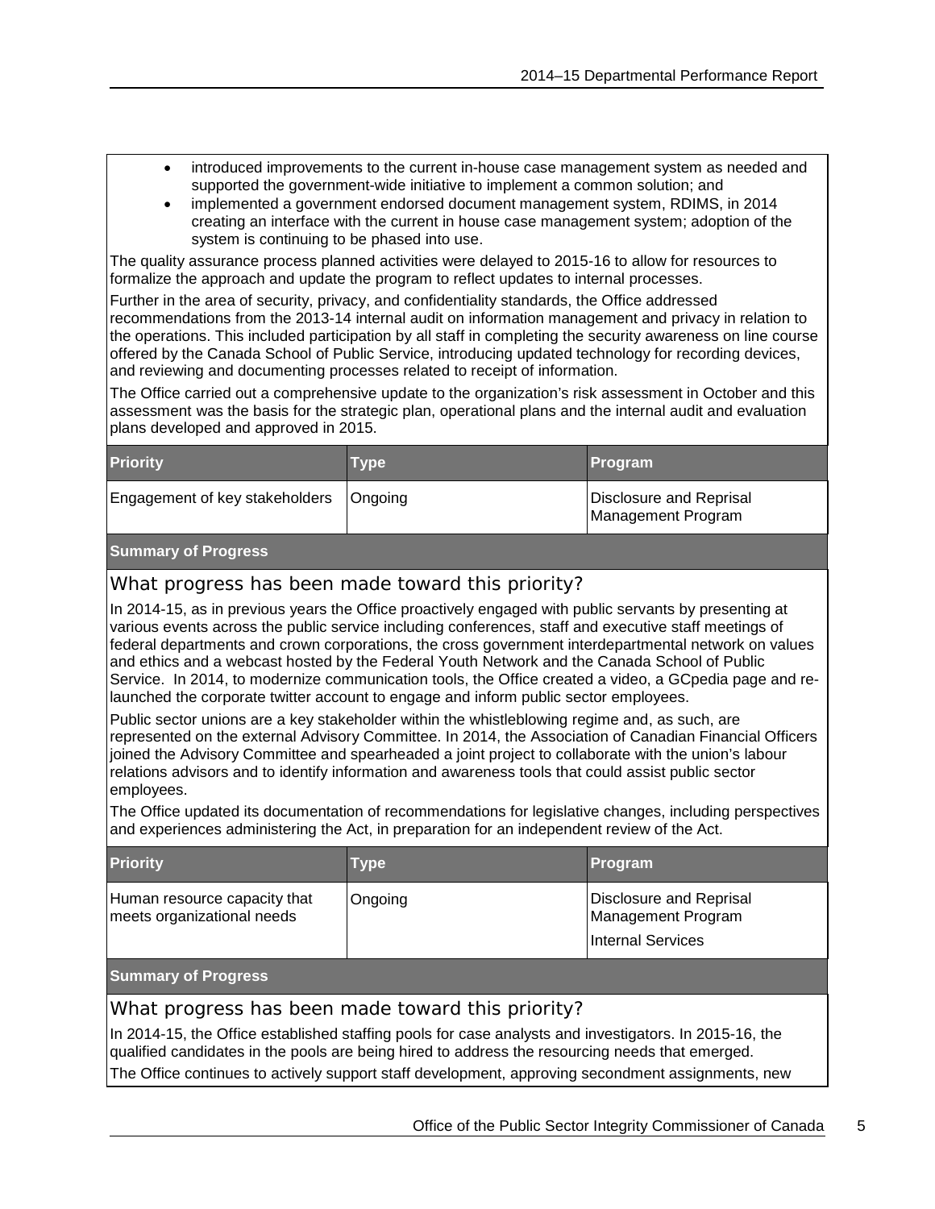- introduced improvements to the current in-house case management system as needed and supported the government-wide initiative to implement a common solution; and
- implemented a government endorsed document management system, RDIMS, in 2014 creating an interface with the current in house case management system; adoption of the system is continuing to be phased into use.

The quality assurance process planned activities were delayed to 2015-16 to allow for resources to formalize the approach and update the program to reflect updates to internal processes.

Further in the area of security, privacy, and confidentiality standards, the Office addressed recommendations from the 2013-14 internal audit on information management and privacy in relation to the operations. This included participation by all staff in completing the security awareness on line course offered by the Canada School of Public Service, introducing updated technology for recording devices, and reviewing and documenting processes related to receipt of information.

The Office carried out a comprehensive update to the organization's risk assessment in October and this assessment was the basis for the strategic plan, operational plans and the internal audit and evaluation plans developed and approved in 2015.

| Priority | Type | Program |
| --- | --- | --- |
| Engagement of key stakeholders | Ongoing | Disclosure and Reprisal Management Program |

**Summary of Progress**

### What progress has been made toward this priority?

In 2014-15, as in previous years the Office proactively engaged with public servants by presenting at various events across the public service including conferences, staff and executive staff meetings of federal departments and crown corporations, the cross government interdepartmental network on values and ethics and a webcast hosted by the Federal Youth Network and the Canada School of Public Service. In 2014, to modernize communication tools, the Office created a video, a GCpedia page and re-launched the corporate twitter account to engage and inform public sector employees.

Public sector unions are a key stakeholder within the whistleblowing regime and, as such, are represented on the external Advisory Committee. In 2014, the Association of Canadian Financial Officers joined the Advisory Committee and spearheaded a joint project to collaborate with the union's labour relations advisors and to identify information and awareness tools that could assist public sector employees.

The Office updated its documentation of recommendations for legislative changes, including perspectives and experiences administering the Act, in preparation for an independent review of the Act.

| Priority | Type | Program |
| --- | --- | --- |
| Human resource capacity that meets organizational needs | Ongoing | Disclosure and Reprisal Management Program<br>Internal Services |

**Summary of Progress**

### What progress has been made toward this priority?

In 2014-15, the Office established staffing pools for case analysts and investigators. In 2015-16, the qualified candidates in the pools are being hired to address the resourcing needs that emerged.

The Office continues to actively support staff development, approving secondment assignments, new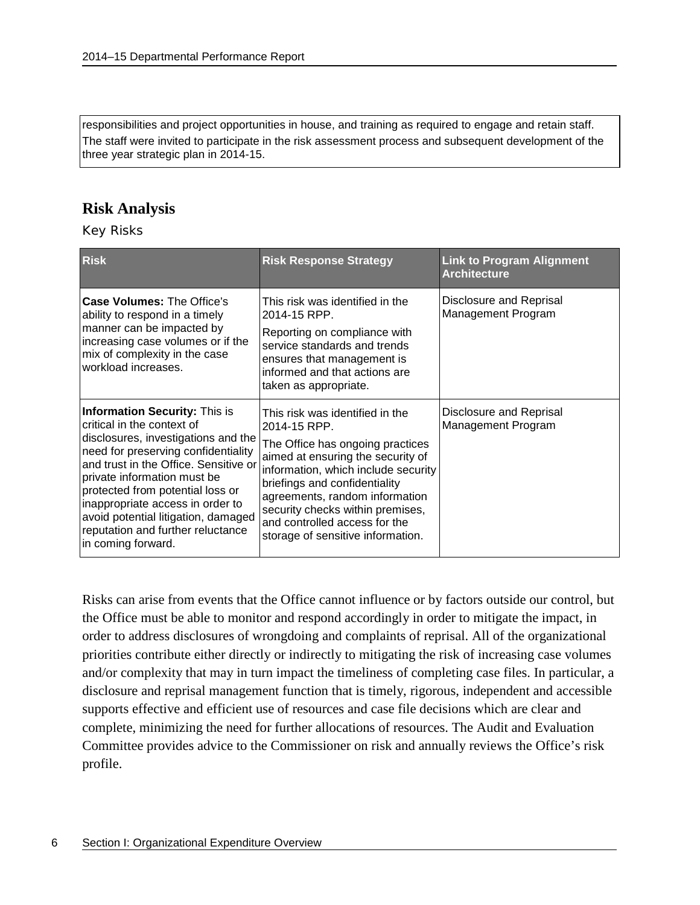responsibilities and project opportunities in house, and training as required to engage and retain staff.
The staff were invited to participate in the risk assessment process and subsequent development of the three year strategic plan in 2014-15.

## Risk Analysis

### Key Risks

| Risk | Risk Response Strategy | Link to Program Alignment Architecture |
|---|---|---|
| **Case Volumes:** The Office's ability to respond in a timely manner can be impacted by increasing case volumes or if the mix of complexity in the case workload increases. | This risk was identified in the 2014-15 RPP.<br>Reporting on compliance with service standards and trends ensures that management is informed and that actions are taken as appropriate. | Disclosure and Reprisal Management Program |
| **Information Security:** This is critical in the context of disclosures, investigations and the need for preserving confidentiality and trust in the Office. Sensitive or private information must be protected from potential loss or inappropriate access in order to avoid potential litigation, damaged reputation and further reluctance in coming forward. | This risk was identified in the 2014-15 RPP.<br>The Office has ongoing practices aimed at ensuring the security of information, which include security briefings and confidentiality agreements, random information security checks within premises, and controlled access for the storage of sensitive information. | Disclosure and Reprisal Management Program |

Risks can arise from events that the Office cannot influence or by factors outside our control, but the Office must be able to monitor and respond accordingly in order to mitigate the impact, in order to address disclosures of wrongdoing and complaints of reprisal. All of the organizational priorities contribute either directly or indirectly to mitigating the risk of increasing case volumes and/or complexity that may in turn impact the timeliness of completing case files. In particular, a disclosure and reprisal management function that is timely, rigorous, independent and accessible supports effective and efficient use of resources and case file decisions which are clear and complete, minimizing the need for further allocations of resources. The Audit and Evaluation Committee provides advice to the Commissioner on risk and annually reviews the Office's risk profile.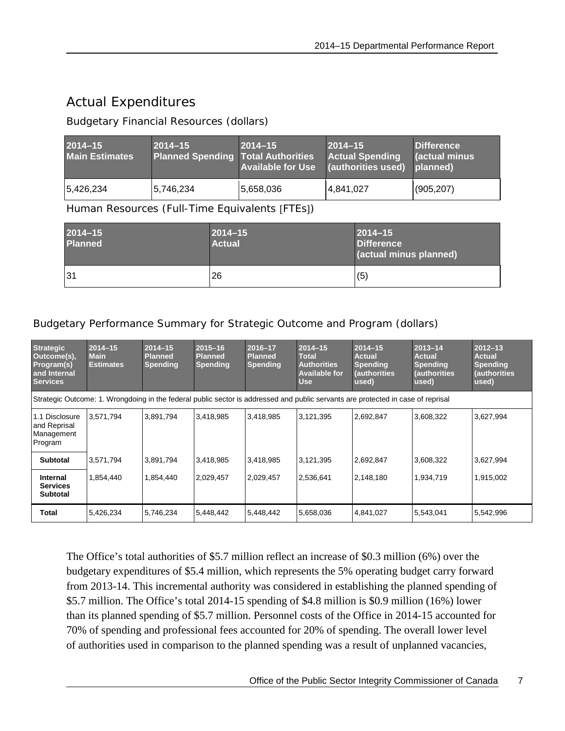## Actual Expenditures

### Budgetary Financial Resources (dollars)

| 2014–15 Main Estimates | 2014–15 Planned Spending | 2014–15 Total Authorities Available for Use | 2014–15 Actual Spending (authorities used) | Difference (actual minus planned) |
|---|---|---|---|---|
| 5,426,234 | 5,746,234 | 5,658,036 | 4,841,027 | (905,207) |

### Human Resources (Full-Time Equivalents [FTEs])

| 2014–15 Planned | 2014–15 Actual | 2014–15 Difference (actual minus planned) |
|---|---|---|
| 31 | 26 | (5) |

### Budgetary Performance Summary for Strategic Outcome and Program (dollars)

| Strategic Outcome(s), Program(s) and Internal Services | 2014–15 Main Estimates | 2014–15 Planned Spending | 2015–16 Planned Spending | 2016–17 Planned Spending | 2014–15 Total Authorities Available for Use | 2014–15 Actual Spending (authorities used) | 2013–14 Actual Spending (authorities used) | 2012–13 Actual Spending (authorities used) |
|---|---|---|---|---|---|---|---|---|
| Strategic Outcome: 1. Wrongdoing in the federal public sector is addressed and public servants are protected in case of reprisal | | | | | | | | |
| 1.1 Disclosure and Reprisal Management Program | 3,571,794 | 3,891,794 | 3,418,985 | 3,418,985 | 3,121,395 | 2,692,847 | 3,608,322 | 3,627,994 |
| **Subtotal** | 3,571,794 | 3,891,794 | 3,418,985 | 3,418,985 | 3,121,395 | 2,692,847 | 3,608,322 | 3,627,994 |
| **Internal Services Subtotal** | 1,854,440 | 1,854,440 | 2,029,457 | 2,029,457 | 2,536,641 | 2,148,180 | 1,934,719 | 1,915,002 |
| **Total** | 5,426,234 | 5,746,234 | 5,448,442 | 5,448,442 | 5,658,036 | 4,841,027 | 5,543,041 | 5,542,996 |

The Office's total authorities of $5.7 million reflect an increase of $0.3 million (6%) over the budgetary expenditures of $5.4 million, which represents the 5% operating budget carry forward from 2013-14. This incremental authority was considered in establishing the planned spending of $5.7 million. The Office's total 2014-15 spending of $4.8 million is $0.9 million (16%) lower than its planned spending of $5.7 million. Personnel costs of the Office in 2014-15 accounted for 70% of spending and professional fees accounted for 20% of spending. The overall lower level of authorities used in comparison to the planned spending was a result of unplanned vacancies,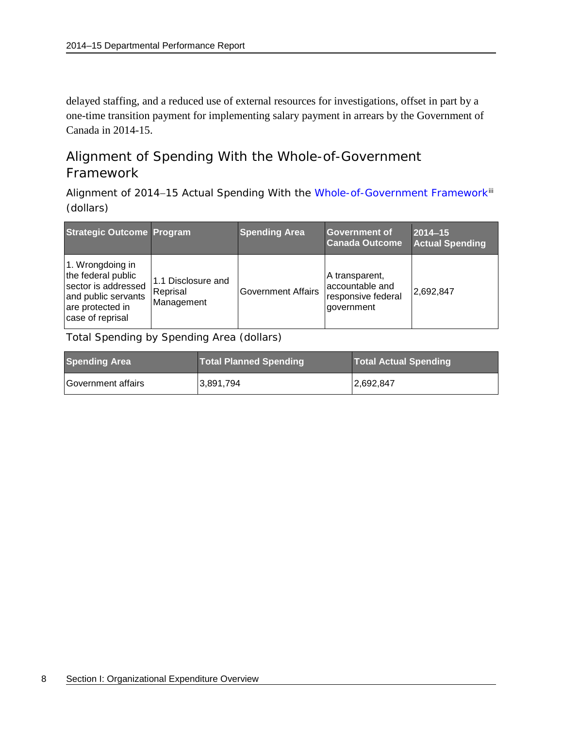delayed staffing, and a reduced use of external resources for investigations, offset in part by a one-time transition payment for implementing salary payment in arrears by the Government of Canada in 2014-15.

## Alignment of Spending With the Whole-of-Government Framework

### Alignment of 2014–15 Actual Spending With the Whole-of-Government Framework[iii] (dollars)

| Strategic Outcome | Program | Spending Area | Government of Canada Outcome | 2014–15 Actual Spending |
|---|---|---|---|---|
| 1. Wrongdoing in the federal public sector is addressed and public servants are protected in case of reprisal | 1.1 Disclosure and Reprisal Management | Government Affairs | A transparent, accountable and responsive federal government | 2,692,847 |

### Total Spending by Spending Area (dollars)

| Spending Area | Total Planned Spending | Total Actual Spending |
|---|---|---|
| Government affairs | 3,891,794 | 2,692,847 |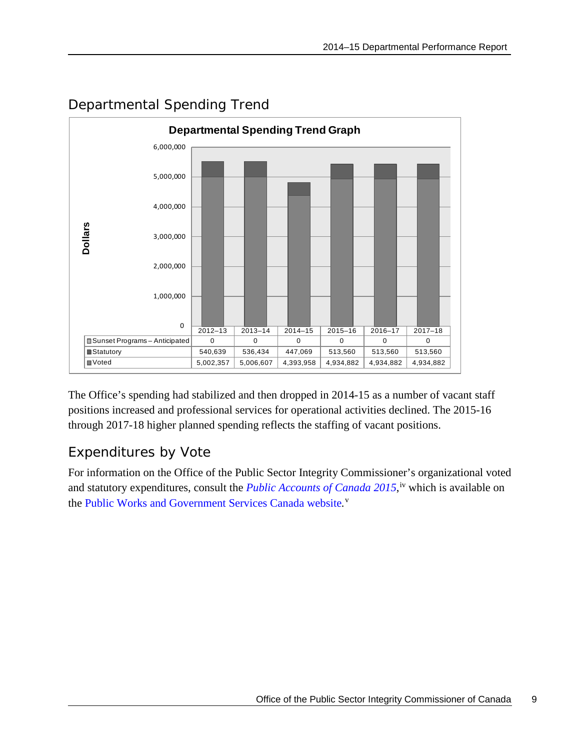## Departmental Spending Trend

**Departmental Spending Trend Graph**

| | 2012–13 | 2013–14 | 2014–15 | 2015–16 | 2016–17 | 2017–18 |
|---|---|---|---|---|---|---|
| Sunset Programs – Anticipated | 0 | 0 | 0 | 0 | 0 | 0 |
| Statutory | 540,639 | 536,434 | 447,069 | 513,560 | 513,560 | 513,560 |
| Voted | 5,002,357 | 5,006,607 | 4,393,958 | 4,934,882 | 4,934,882 | 4,934,882 |

The Office's spending had stabilized and then dropped in 2014-15 as a number of vacant staff positions increased and professional services for operational activities declined. The 2015-16 through 2017-18 higher planned spending reflects the staffing of vacant positions.

## Expenditures by Vote

For information on the Office of the Public Sector Integrity Commissioner's organizational voted and statutory expenditures, consult the *Public Accounts of Canada 2015*,[iv] which is available on the Public Works and Government Services Canada website.[v]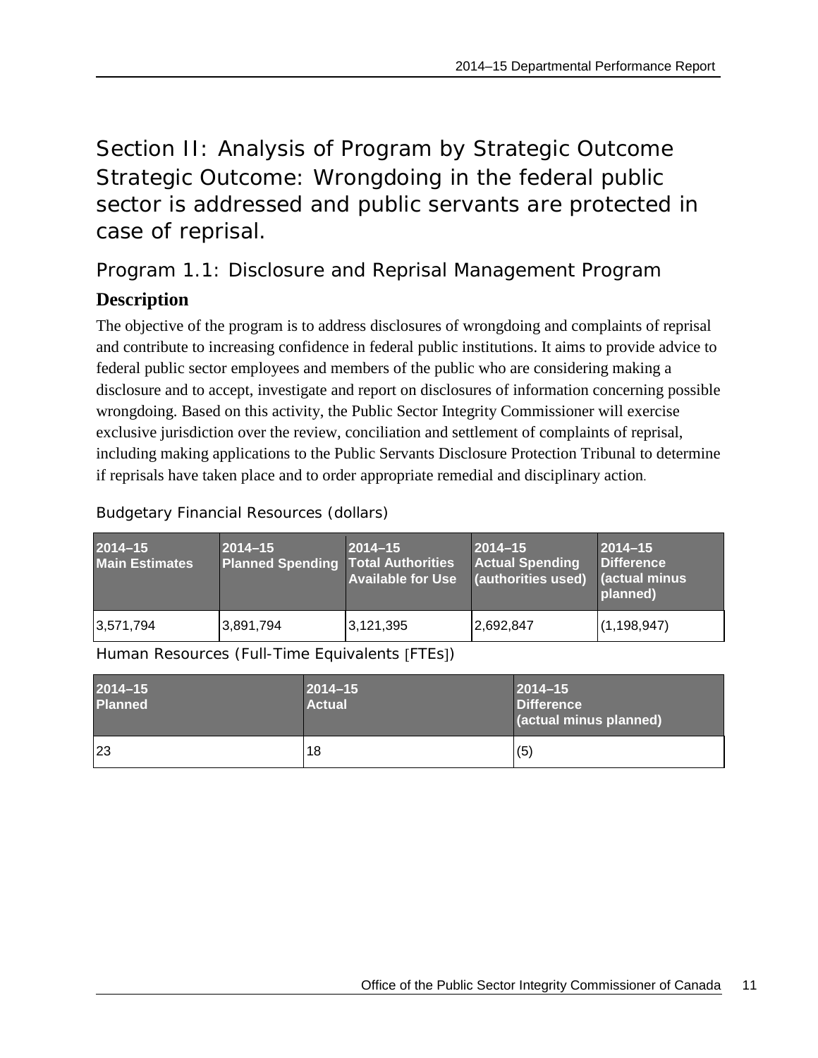# Section II: Analysis of Program by Strategic Outcome

# Strategic Outcome: Wrongdoing in the federal public sector is addressed and public servants are protected in case of reprisal.

## Program 1.1: Disclosure and Reprisal Management Program

### Description

The objective of the program is to address disclosures of wrongdoing and complaints of reprisal and contribute to increasing confidence in federal public institutions. It aims to provide advice to federal public sector employees and members of the public who are considering making a disclosure and to accept, investigate and report on disclosures of information concerning possible wrongdoing. Based on this activity, the Public Sector Integrity Commissioner will exercise exclusive jurisdiction over the review, conciliation and settlement of complaints of reprisal, including making applications to the Public Servants Disclosure Protection Tribunal to determine if reprisals have taken place and to order appropriate remedial and disciplinary action.

Budgetary Financial Resources (dollars)

| 2014–15 Main Estimates | 2014–15 Planned Spending | 2014–15 Total Authorities Available for Use | 2014–15 Actual Spending (authorities used) | 2014–15 Difference (actual minus planned) |
|---|---|---|---|---|
| 3,571,794 | 3,891,794 | 3,121,395 | 2,692,847 | (1,198,947) |

Human Resources (Full-Time Equivalents [FTEs])

| 2014–15 Planned | 2014–15 Actual | 2014–15 Difference (actual minus planned) |
|---|---|---|
| 23 | 18 | (5) |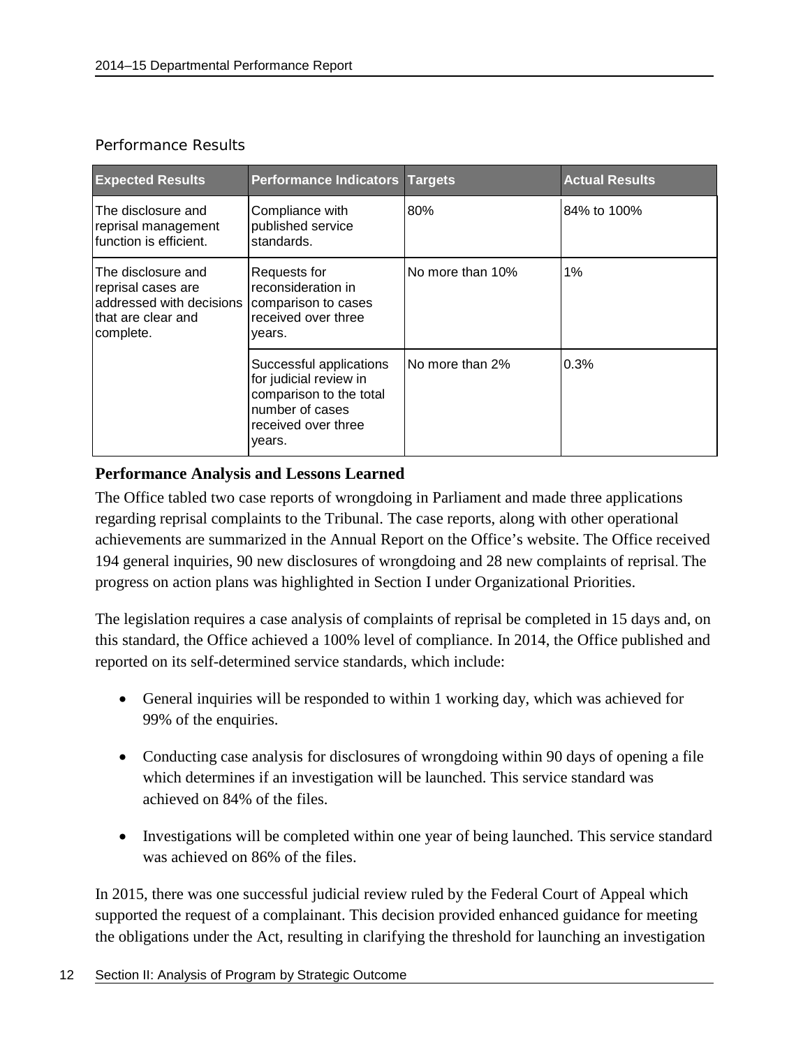Performance Results

| Expected Results | Performance Indicators | Targets | Actual Results |
| --- | --- | --- | --- |
| The disclosure and reprisal management function is efficient. | Compliance with published service standards. | 80% | 84% to 100% |
| The disclosure and reprisal cases are addressed with decisions that are clear and complete. | Requests for reconsideration in comparison to cases received over three years. | No more than 10% | 1% |
| | Successful applications for judicial review in comparison to the total number of cases received over three years. | No more than 2% | 0.3% |

**Performance Analysis and Lessons Learned**

The Office tabled two case reports of wrongdoing in Parliament and made three applications regarding reprisal complaints to the Tribunal. The case reports, along with other operational achievements are summarized in the Annual Report on the Office's website. The Office received 194 general inquiries, 90 new disclosures of wrongdoing and 28 new complaints of reprisal. The progress on action plans was highlighted in Section I under Organizational Priorities.

The legislation requires a case analysis of complaints of reprisal be completed in 15 days and, on this standard, the Office achieved a 100% level of compliance. In 2014, the Office published and reported on its self-determined service standards, which include:

- General inquiries will be responded to within 1 working day, which was achieved for 99% of the enquiries.
- Conducting case analysis for disclosures of wrongdoing within 90 days of opening a file which determines if an investigation will be launched. This service standard was achieved on 84% of the files.
- Investigations will be completed within one year of being launched. This service standard was achieved on 86% of the files.

In 2015, there was one successful judicial review ruled by the Federal Court of Appeal which supported the request of a complainant. This decision provided enhanced guidance for meeting the obligations under the Act, resulting in clarifying the threshold for launching an investigation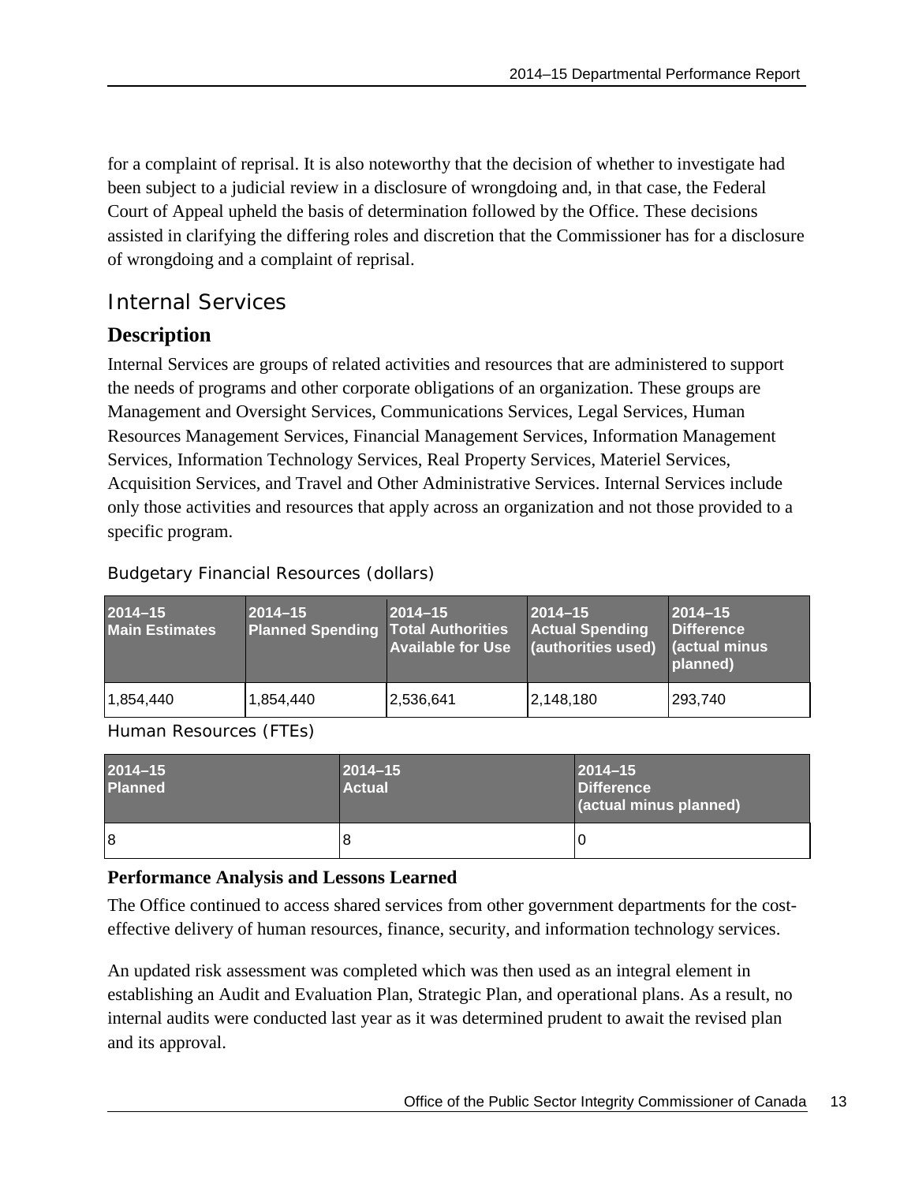for a complaint of reprisal. It is also noteworthy that the decision of whether to investigate had been subject to a judicial review in a disclosure of wrongdoing and, in that case, the Federal Court of Appeal upheld the basis of determination followed by the Office. These decisions assisted in clarifying the differing roles and discretion that the Commissioner has for a disclosure of wrongdoing and a complaint of reprisal.

## Internal Services

### Description

Internal Services are groups of related activities and resources that are administered to support the needs of programs and other corporate obligations of an organization. These groups are Management and Oversight Services, Communications Services, Legal Services, Human Resources Management Services, Financial Management Services, Information Management Services, Information Technology Services, Real Property Services, Materiel Services, Acquisition Services, and Travel and Other Administrative Services. Internal Services include only those activities and resources that apply across an organization and not those provided to a specific program.

Budgetary Financial Resources (dollars)

| 2014–15 Main Estimates | 2014–15 Planned Spending | 2014–15 Total Authorities Available for Use | 2014–15 Actual Spending (authorities used) | 2014–15 Difference (actual minus planned) |
|---|---|---|---|---|
| 1,854,440 | 1,854,440 | 2,536,641 | 2,148,180 | 293,740 |

Human Resources (FTEs)

| 2014–15 Planned | 2014–15 Actual | 2014–15 Difference (actual minus planned) |
|---|---|---|
| 8 | 8 | 0 |

### Performance Analysis and Lessons Learned

The Office continued to access shared services from other government departments for the cost-effective delivery of human resources, finance, security, and information technology services.

An updated risk assessment was completed which was then used as an integral element in establishing an Audit and Evaluation Plan, Strategic Plan, and operational plans. As a result, no internal audits were conducted last year as it was determined prudent to await the revised plan and its approval.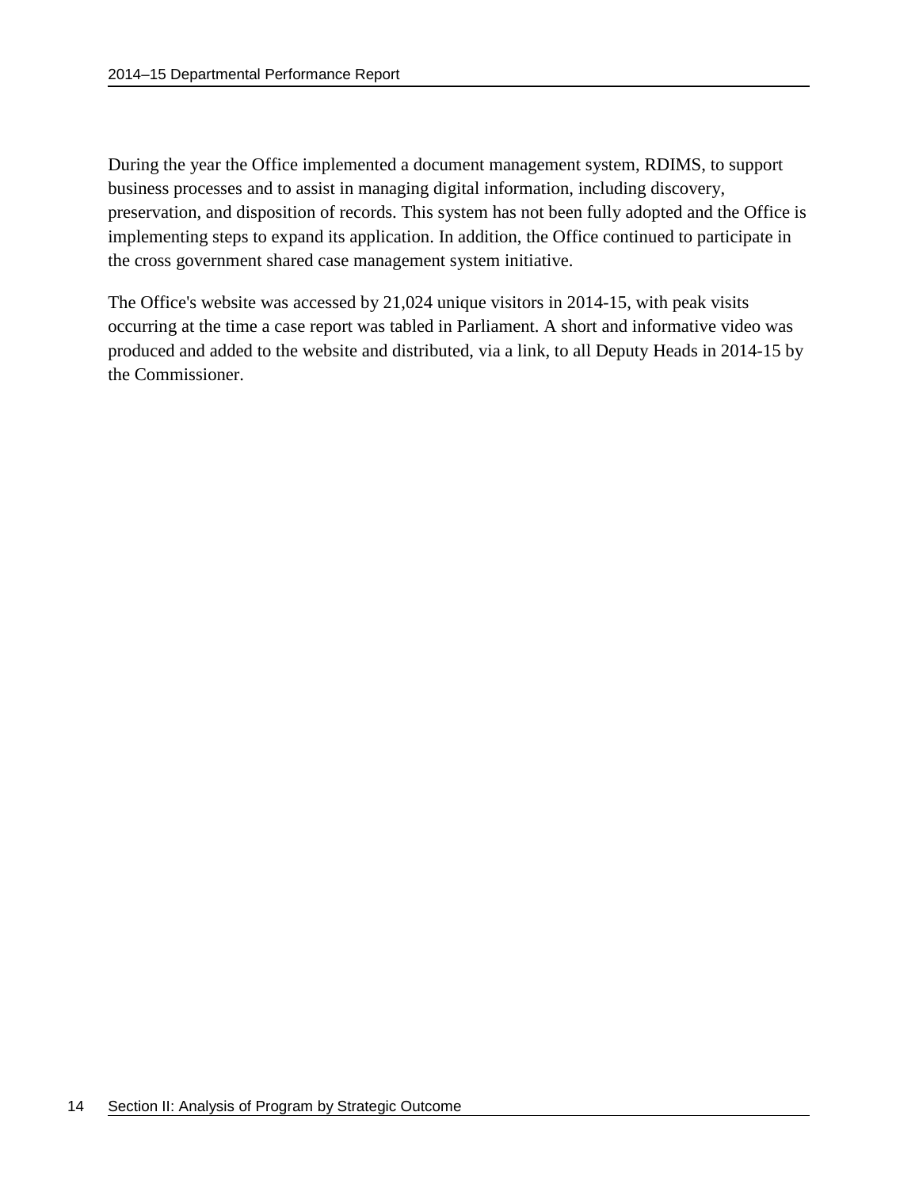During the year the Office implemented a document management system, RDIMS, to support business processes and to assist in managing digital information, including discovery, preservation, and disposition of records. This system has not been fully adopted and the Office is implementing steps to expand its application. In addition, the Office continued to participate in the cross government shared case management system initiative.

The Office's website was accessed by 21,024 unique visitors in 2014-15, with peak visits occurring at the time a case report was tabled in Parliament. A short and informative video was produced and added to the website and distributed, via a link, to all Deputy Heads in 2014-15 by the Commissioner.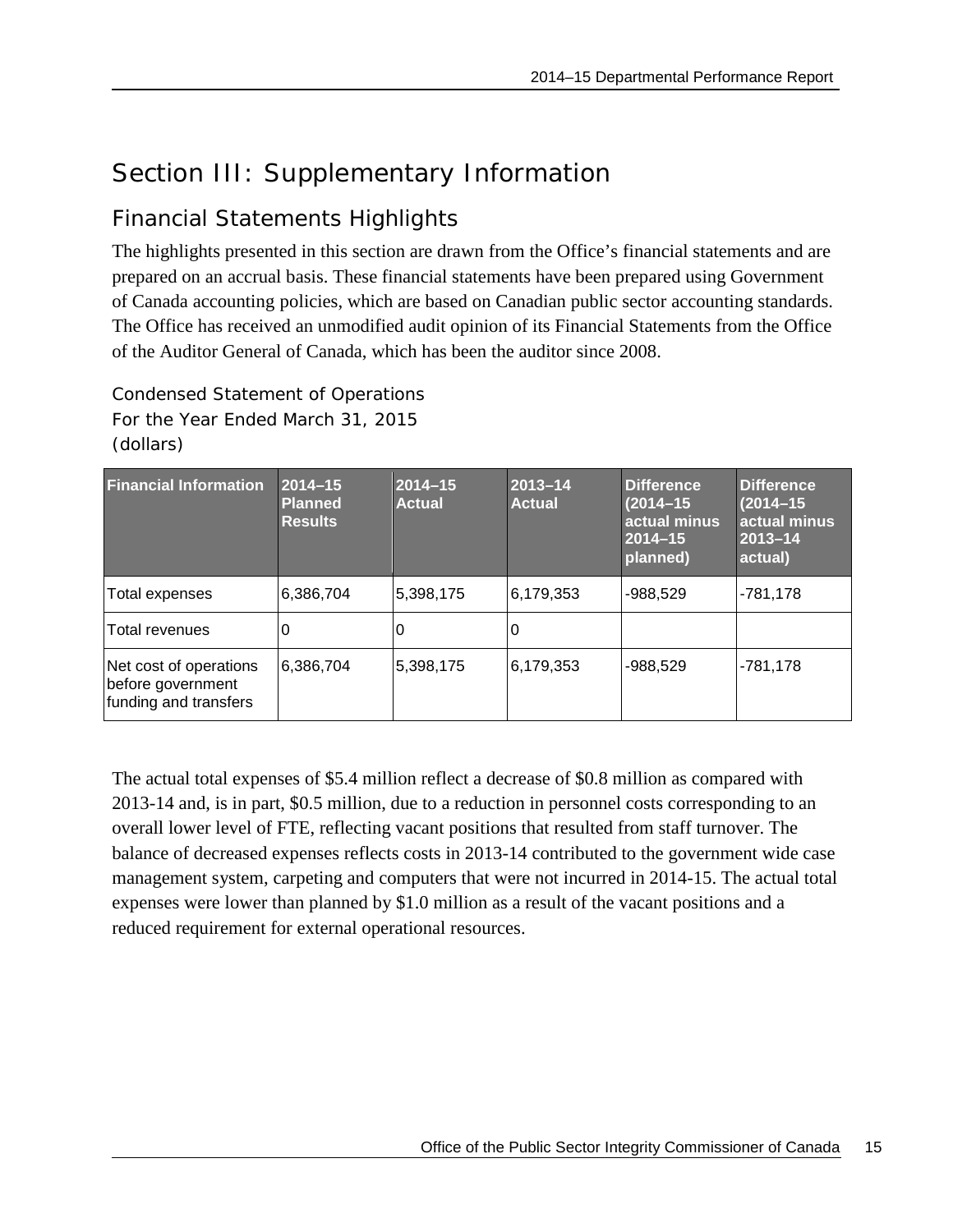# Section III: Supplementary Information

## Financial Statements Highlights

The highlights presented in this section are drawn from the Office's financial statements and are prepared on an accrual basis. These financial statements have been prepared using Government of Canada accounting policies, which are based on Canadian public sector accounting standards. The Office has received an unmodified audit opinion of its Financial Statements from the Office of the Auditor General of Canada, which has been the auditor since 2008.

Condensed Statement of Operations
For the Year Ended March 31, 2015
(dollars)

| Financial Information | 2014–15 Planned Results | 2014–15 Actual | 2013–14 Actual | Difference (2014–15 actual minus 2014–15 planned) | Difference (2014–15 actual minus 2013–14 actual) |
|---|---|---|---|---|---|
| Total expenses | 6,386,704 | 5,398,175 | 6,179,353 | -988,529 | -781,178 |
| Total revenues | 0 | 0 | 0 | | |
| Net cost of operations before government funding and transfers | 6,386,704 | 5,398,175 | 6,179,353 | -988,529 | -781,178 |

The actual total expenses of $5.4 million reflect a decrease of $0.8 million as compared with 2013-14 and, is in part, $0.5 million, due to a reduction in personnel costs corresponding to an overall lower level of FTE, reflecting vacant positions that resulted from staff turnover. The balance of decreased expenses reflects costs in 2013-14 contributed to the government wide case management system, carpeting and computers that were not incurred in 2014-15. The actual total expenses were lower than planned by $1.0 million as a result of the vacant positions and a reduced requirement for external operational resources.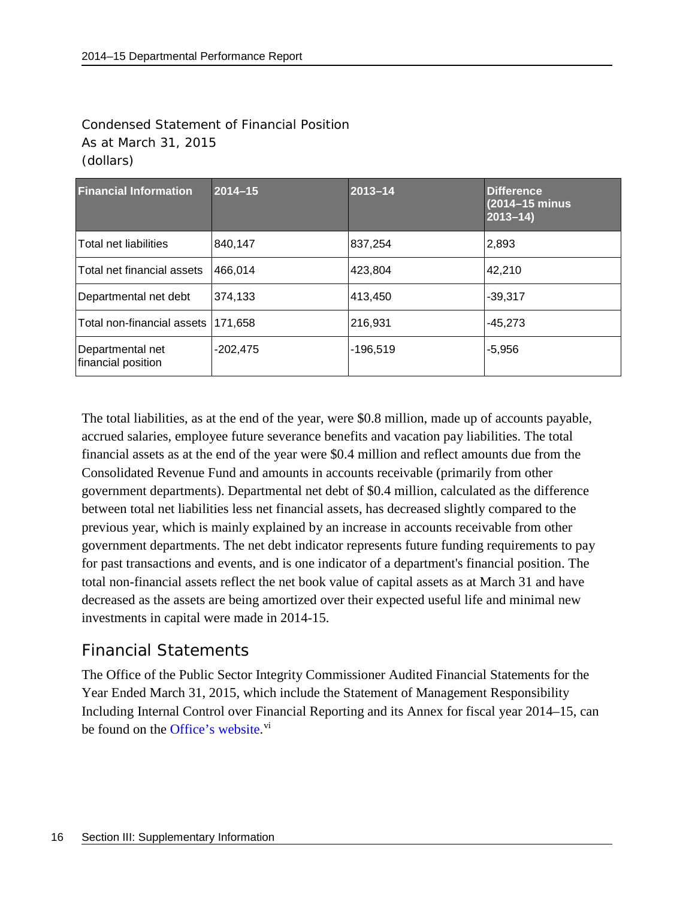Condensed Statement of Financial Position
As at March 31, 2015
(dollars)

| Financial Information | 2014–15 | 2013–14 | Difference (2014–15 minus 2013–14) |
|---|---|---|---|
| Total net liabilities | 840,147 | 837,254 | 2,893 |
| Total net financial assets | 466,014 | 423,804 | 42,210 |
| Departmental net debt | 374,133 | 413,450 | -39,317 |
| Total non-financial assets | 171,658 | 216,931 | -45,273 |
| Departmental net financial position | -202,475 | -196,519 | -5,956 |

The total liabilities, as at the end of the year, were $0.8 million, made up of accounts payable, accrued salaries, employee future severance benefits and vacation pay liabilities. The total financial assets as at the end of the year were $0.4 million and reflect amounts due from the Consolidated Revenue Fund and amounts in accounts receivable (primarily from other government departments). Departmental net debt of $0.4 million, calculated as the difference between total net liabilities less net financial assets, has decreased slightly compared to the previous year, which is mainly explained by an increase in accounts receivable from other government departments. The net debt indicator represents future funding requirements to pay for past transactions and events, and is one indicator of a department's financial position. The total non-financial assets reflect the net book value of capital assets as at March 31 and have decreased as the assets are being amortized over their expected useful life and minimal new investments in capital were made in 2014-15.

## Financial Statements

The Office of the Public Sector Integrity Commissioner Audited Financial Statements for the Year Ended March 31, 2015, which include the Statement of Management Responsibility Including Internal Control over Financial Reporting and its Annex for fiscal year 2014–15, can be found on the Office's website.[vi]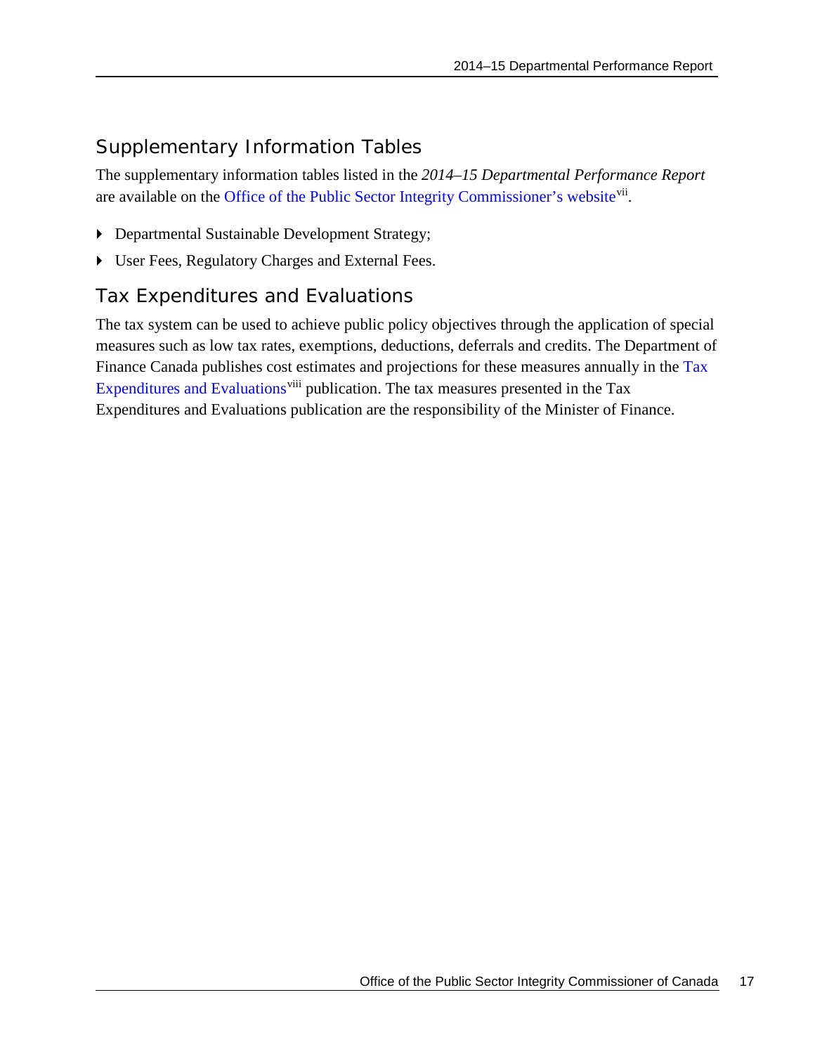## Supplementary Information Tables

The supplementary information tables listed in the *2014–15 Departmental Performance Report* are available on the Office of the Public Sector Integrity Commissioner's website[vii].

- Departmental Sustainable Development Strategy;
- User Fees, Regulatory Charges and External Fees.

## Tax Expenditures and Evaluations

The tax system can be used to achieve public policy objectives through the application of special measures such as low tax rates, exemptions, deductions, deferrals and credits. The Department of Finance Canada publishes cost estimates and projections for these measures annually in the Tax Expenditures and Evaluations[viii] publication. The tax measures presented in the Tax Expenditures and Evaluations publication are the responsibility of the Minister of Finance.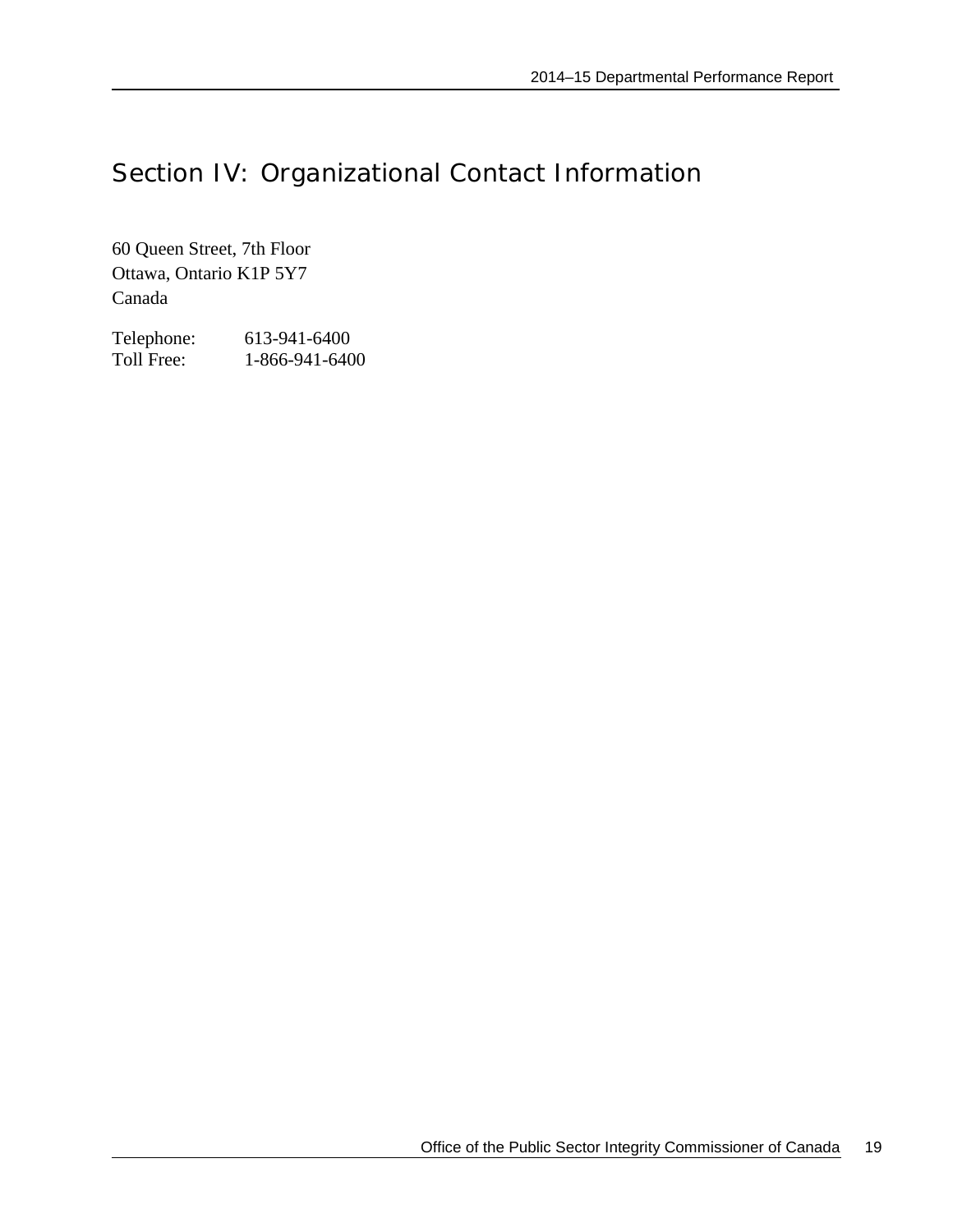# Section IV: Organizational Contact Information

60 Queen Street, 7th Floor
Ottawa, Ontario K1P 5Y7
Canada

Telephone: 613-941-6400
Toll Free: 1-866-941-6400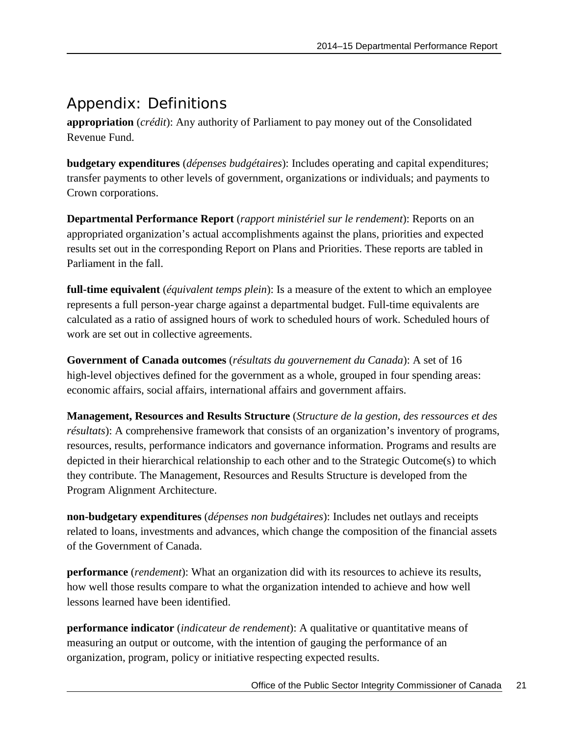## Appendix: Definitions

**appropriation** (*crédit*): Any authority of Parliament to pay money out of the Consolidated Revenue Fund.

**budgetary expenditures** (*dépenses budgétaires*): Includes operating and capital expenditures; transfer payments to other levels of government, organizations or individuals; and payments to Crown corporations.

**Departmental Performance Report** (*rapport ministériel sur le rendement*): Reports on an appropriated organization's actual accomplishments against the plans, priorities and expected results set out in the corresponding Report on Plans and Priorities. These reports are tabled in Parliament in the fall.

**full-time equivalent** (*équivalent temps plein*): Is a measure of the extent to which an employee represents a full person-year charge against a departmental budget. Full-time equivalents are calculated as a ratio of assigned hours of work to scheduled hours of work. Scheduled hours of work are set out in collective agreements.

**Government of Canada outcomes** (*résultats du gouvernement du Canada*): A set of 16 high-level objectives defined for the government as a whole, grouped in four spending areas: economic affairs, social affairs, international affairs and government affairs.

**Management, Resources and Results Structure** (*Structure de la gestion, des ressources et des résultats*): A comprehensive framework that consists of an organization's inventory of programs, resources, results, performance indicators and governance information. Programs and results are depicted in their hierarchical relationship to each other and to the Strategic Outcome(s) to which they contribute. The Management, Resources and Results Structure is developed from the Program Alignment Architecture.

**non-budgetary expenditures** (*dépenses non budgétaires*): Includes net outlays and receipts related to loans, investments and advances, which change the composition of the financial assets of the Government of Canada.

**performance** (*rendement*): What an organization did with its resources to achieve its results, how well those results compare to what the organization intended to achieve and how well lessons learned have been identified.

**performance indicator** (*indicateur de rendement*): A qualitative or quantitative means of measuring an output or outcome, with the intention of gauging the performance of an organization, program, policy or initiative respecting expected results.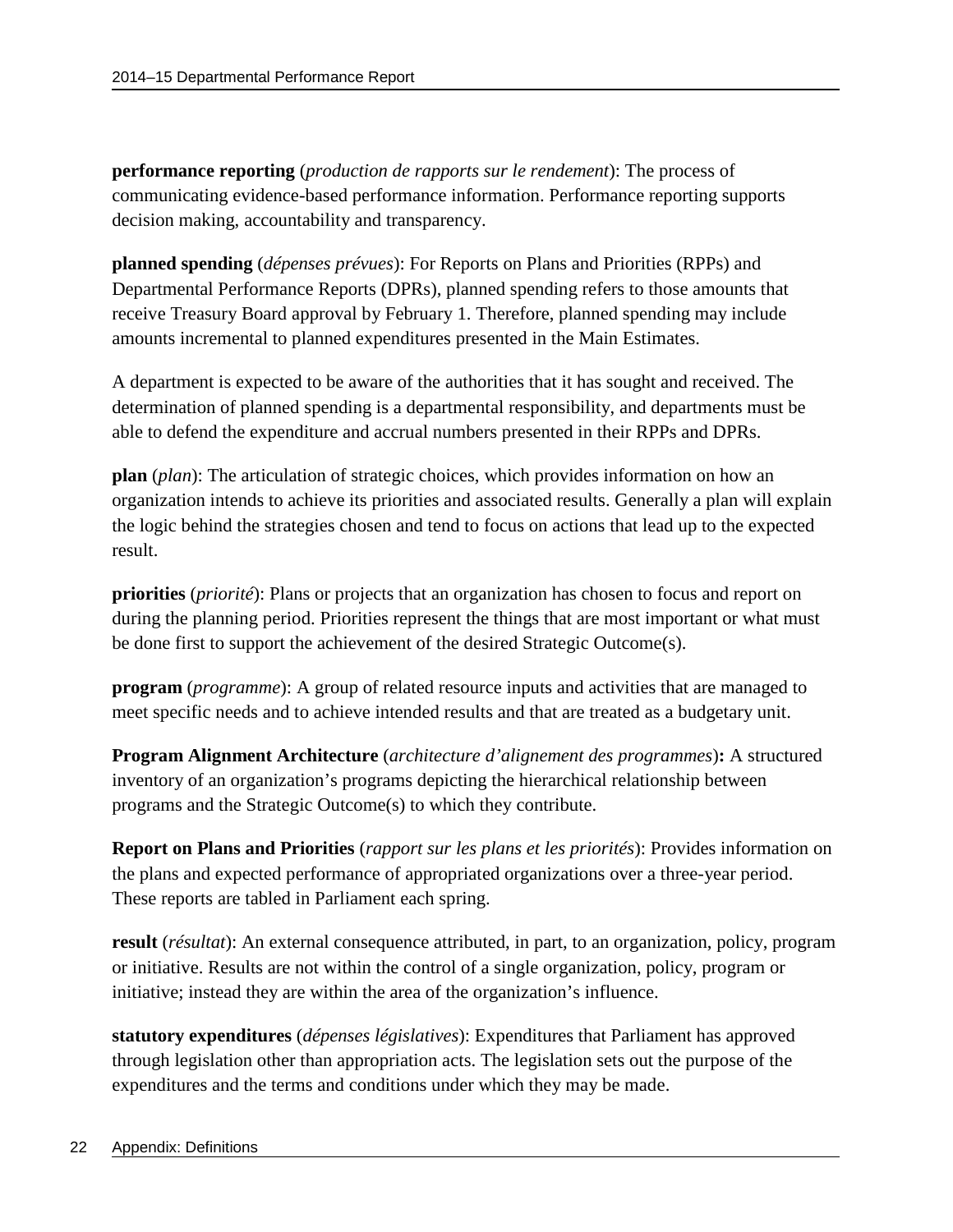**performance reporting** (*production de rapports sur le rendement*): The process of communicating evidence-based performance information. Performance reporting supports decision making, accountability and transparency.

**planned spending** (*dépenses prévues*): For Reports on Plans and Priorities (RPPs) and Departmental Performance Reports (DPRs), planned spending refers to those amounts that receive Treasury Board approval by February 1. Therefore, planned spending may include amounts incremental to planned expenditures presented in the Main Estimates.

A department is expected to be aware of the authorities that it has sought and received. The determination of planned spending is a departmental responsibility, and departments must be able to defend the expenditure and accrual numbers presented in their RPPs and DPRs.

**plan** (*plan*): The articulation of strategic choices, which provides information on how an organization intends to achieve its priorities and associated results. Generally a plan will explain the logic behind the strategies chosen and tend to focus on actions that lead up to the expected result.

**priorities** (*priorité*): Plans or projects that an organization has chosen to focus and report on during the planning period. Priorities represent the things that are most important or what must be done first to support the achievement of the desired Strategic Outcome(s).

**program** (*programme*): A group of related resource inputs and activities that are managed to meet specific needs and to achieve intended results and that are treated as a budgetary unit.

**Program Alignment Architecture** (*architecture d'alignement des programmes*)**:** A structured inventory of an organization's programs depicting the hierarchical relationship between programs and the Strategic Outcome(s) to which they contribute.

**Report on Plans and Priorities** (*rapport sur les plans et les priorités*): Provides information on the plans and expected performance of appropriated organizations over a three-year period. These reports are tabled in Parliament each spring.

**result** (*résultat*): An external consequence attributed, in part, to an organization, policy, program or initiative. Results are not within the control of a single organization, policy, program or initiative; instead they are within the area of the organization's influence.

**statutory expenditures** (*dépenses législatives*): Expenditures that Parliament has approved through legislation other than appropriation acts. The legislation sets out the purpose of the expenditures and the terms and conditions under which they may be made.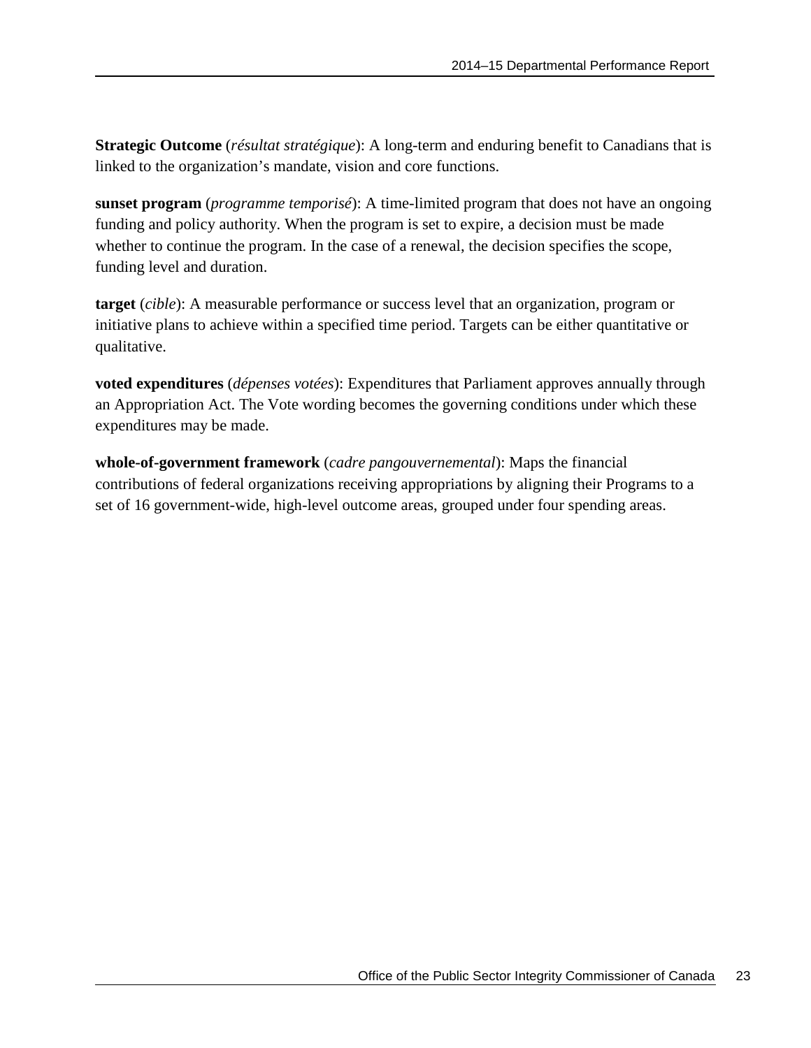**Strategic Outcome** (*résultat stratégique*): A long-term and enduring benefit to Canadians that is linked to the organization's mandate, vision and core functions.

**sunset program** (*programme temporisé*): A time-limited program that does not have an ongoing funding and policy authority. When the program is set to expire, a decision must be made whether to continue the program. In the case of a renewal, the decision specifies the scope, funding level and duration.

**target** (*cible*): A measurable performance or success level that an organization, program or initiative plans to achieve within a specified time period. Targets can be either quantitative or qualitative.

**voted expenditures** (*dépenses votées*): Expenditures that Parliament approves annually through an Appropriation Act. The Vote wording becomes the governing conditions under which these expenditures may be made.

**whole-of-government framework** (*cadre pangouvernemental*): Maps the financial contributions of federal organizations receiving appropriations by aligning their Programs to a set of 16 government-wide, high-level outcome areas, grouped under four spending areas.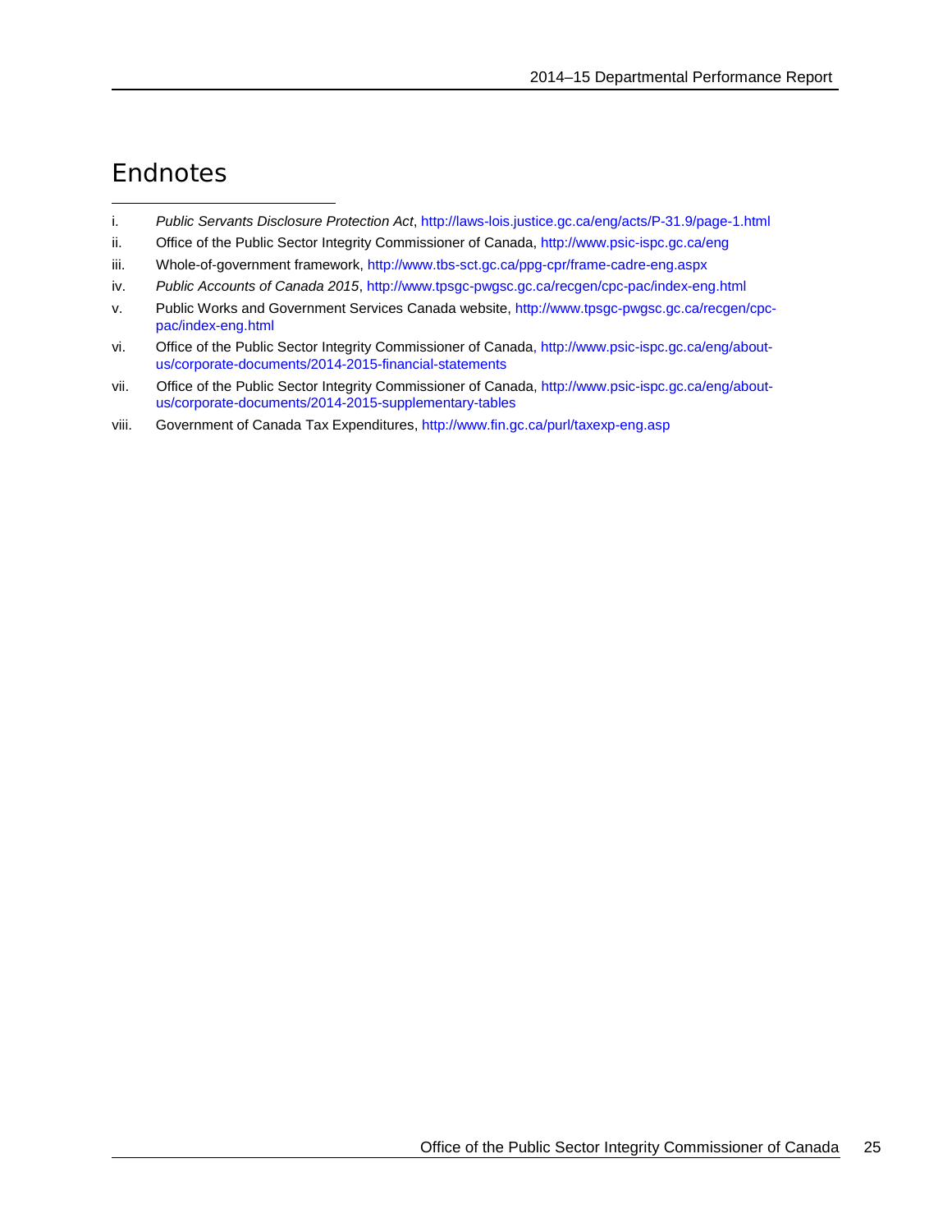# Endnotes

i. *Public Servants Disclosure Protection Act*, http://laws-lois.justice.gc.ca/eng/acts/P-31.9/page-1.html

ii. Office of the Public Sector Integrity Commissioner of Canada, http://www.psic-ispc.gc.ca/eng

iii. Whole-of-government framework, http://www.tbs-sct.gc.ca/ppg-cpr/frame-cadre-eng.aspx

iv. *Public Accounts of Canada 2015*, http://www.tpsgc-pwgsc.gc.ca/recgen/cpc-pac/index-eng.html

v. Public Works and Government Services Canada website, http://www.tpsgc-pwgsc.gc.ca/recgen/cpc-pac/index-eng.html

vi. Office of the Public Sector Integrity Commissioner of Canada, http://www.psic-ispc.gc.ca/eng/about-us/corporate-documents/2014-2015-financial-statements

vii. Office of the Public Sector Integrity Commissioner of Canada, http://www.psic-ispc.gc.ca/eng/about-us/corporate-documents/2014-2015-supplementary-tables

viii. Government of Canada Tax Expenditures, http://www.fin.gc.ca/purl/taxexp-eng.asp